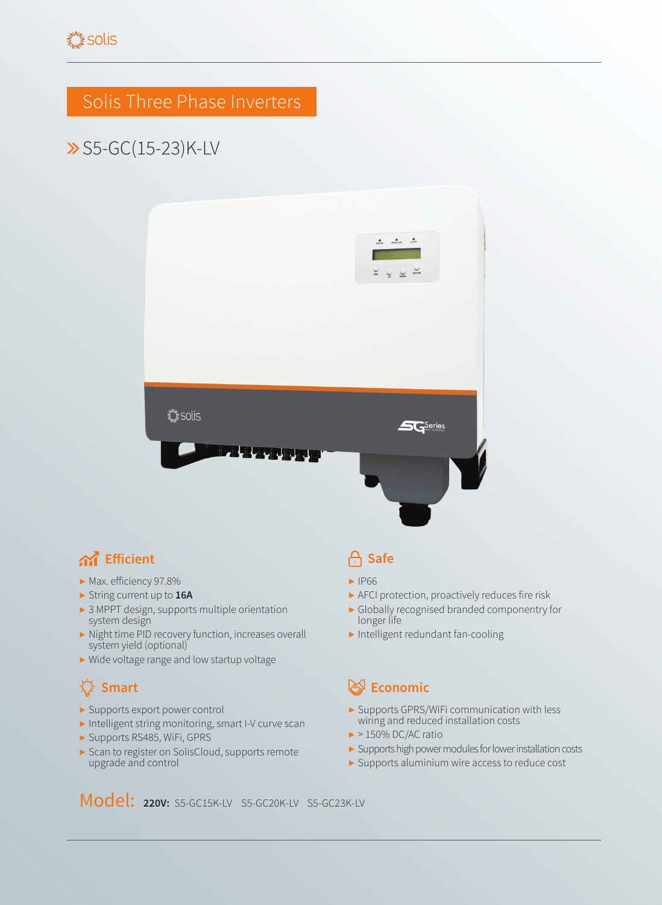# Solis Three Phase Inverters

## » S5-GC(15-23)K-LV

### Efficient

- Max. efficiency 97.8%
- String current up to **16A**
- 3 MPPT design, supports multiple orientation system design
- Night time PID recovery function, increases overall system yield (optional)
- Wide voltage range and low startup voltage

### Safe

- IP66
- AFCI protection, proactively reduces fire risk
- Globally recognised branded componentry for longer life
- Intelligent redundant fan-cooling

### Smart

- Supports export power control
- Intelligent string monitoring, smart I-V curve scan
- Supports RS485, WiFi, GPRS
- Scan to register on SolisCloud, supports remote upgrade and control

### Economic

- Supports GPRS/WiFi communication with less wiring and reduced installation costs
- > 150% DC/AC ratio
- Supports high power modules for lower installation costs
- Supports aluminium wire access to reduce cost

**Model:** **220V:** S5-GC15K-LV   S5-GC20K-LV   S5-GC23K-LV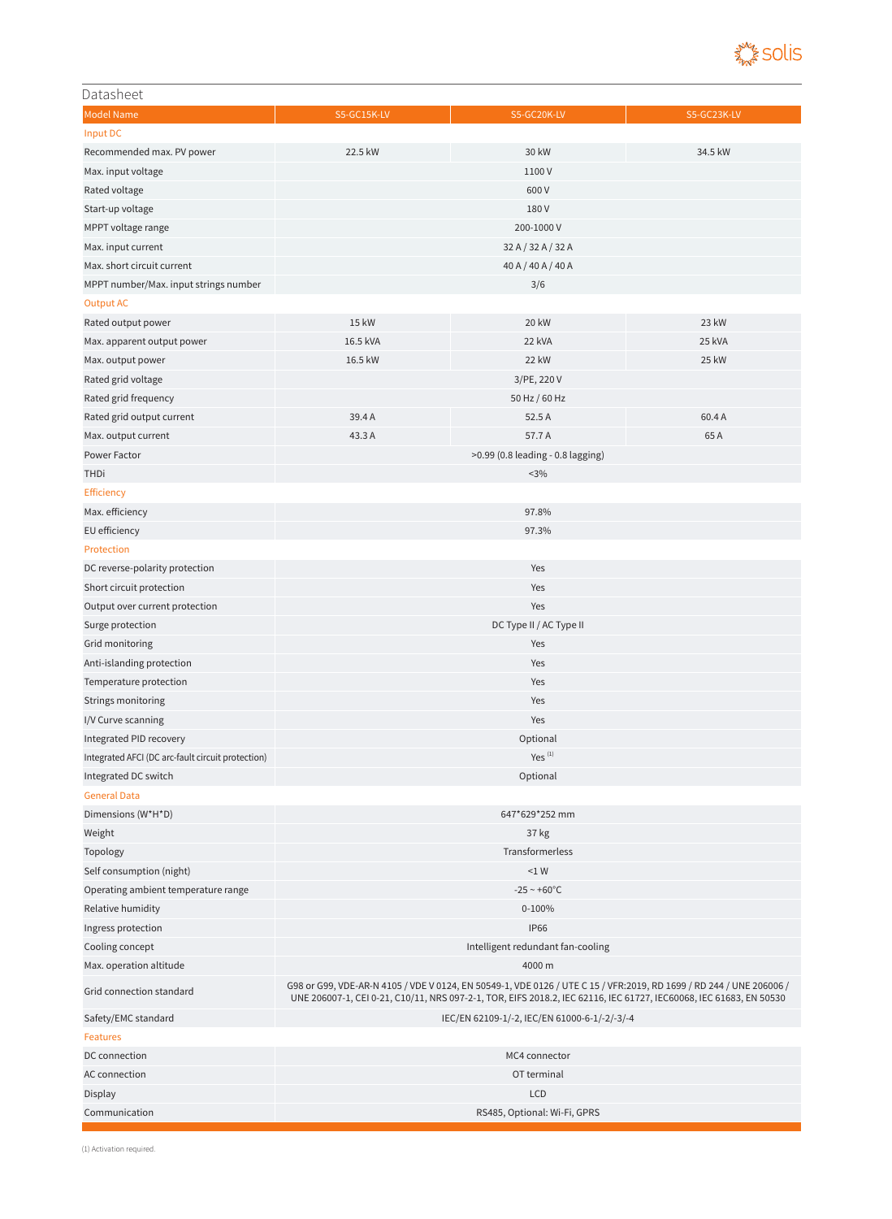## Datasheet

| Model Name | S5-GC15K-LV | S5-GC20K-LV | S5-GC23K-LV |
|---|---|---|---|
| **Input DC** | | | |
| Recommended max. PV power | 22.5 kW | 30 kW | 34.5 kW |
| Max. input voltage | 1100 V | | |
| Rated voltage | 600 V | | |
| Start-up voltage | 180 V | | |
| MPPT voltage range | 200-1000 V | | |
| Max. input current | 32 A / 32 A / 32 A | | |
| Max. short circuit current | 40 A / 40 A / 40 A | | |
| MPPT number/Max. input strings number | 3/6 | | |
| **Output AC** | | | |
| Rated output power | 15 kW | 20 kW | 23 kW |
| Max. apparent output power | 16.5 kVA | 22 kVA | 25 kVA |
| Max. output power | 16.5 kW | 22 kW | 25 kW |
| Rated grid voltage | 3/PE, 220 V | | |
| Rated grid frequency | 50 Hz / 60 Hz | | |
| Rated grid output current | 39.4 A | 52.5 A | 60.4 A |
| Max. output current | 43.3 A | 57.7 A | 65 A |
| Power Factor | >0.99 (0.8 leading - 0.8 lagging) | | |
| THDi | <3% | | |
| **Efficiency** | | | |
| Max. efficiency | 97.8% | | |
| EU efficiency | 97.3% | | |
| **Protection** | | | |
| DC reverse-polarity protection | Yes | | |
| Short circuit protection | Yes | | |
| Output over current protection | Yes | | |
| Surge protection | DC Type II / AC Type II | | |
| Grid monitoring | Yes | | |
| Anti-islanding protection | Yes | | |
| Temperature protection | Yes | | |
| Strings monitoring | Yes | | |
| I/V Curve scanning | Yes | | |
| Integrated PID recovery | Optional | | |
| Integrated AFCI (DC arc-fault circuit protection) | Yes [1] | | |
| Integrated DC switch | Optional | | |
| **General Data** | | | |
| Dimensions (W*H*D) | 647*629*252 mm | | |
| Weight | 37 kg | | |
| Topology | Transformerless | | |
| Self consumption (night) | <1 W | | |
| Operating ambient temperature range | -25 ~ +60°C | | |
| Relative humidity | 0-100% | | |
| Ingress protection | IP66 | | |
| Cooling concept | Intelligent redundant fan-cooling | | |
| Max. operation altitude | 4000 m | | |
| Grid connection standard | G98 or G99, VDE-AR-N 4105 / VDE V 0124, EN 50549-1, VDE 0126 / UTE C 15 / VFR:2019, RD 1699 / RD 244 / UNE 206006 / UNE 206007-1, CEI 0-21, C10/11, NRS 097-2-1, TOR, EIFS 2018.2, IEC 62116, IEC 61727, IEC60068, IEC 61683, EN 50530 | | |
| Safety/EMC standard | IEC/EN 62109-1/-2, IEC/EN 61000-6-1/-2/-3/-4 | | |
| **Features** | | | |
| DC connection | MC4 connector | | |
| AC connection | OT terminal | | |
| Display | LCD | | |
| Communication | RS485, Optional: Wi-Fi, GPRS | | |

(1) Activation required.